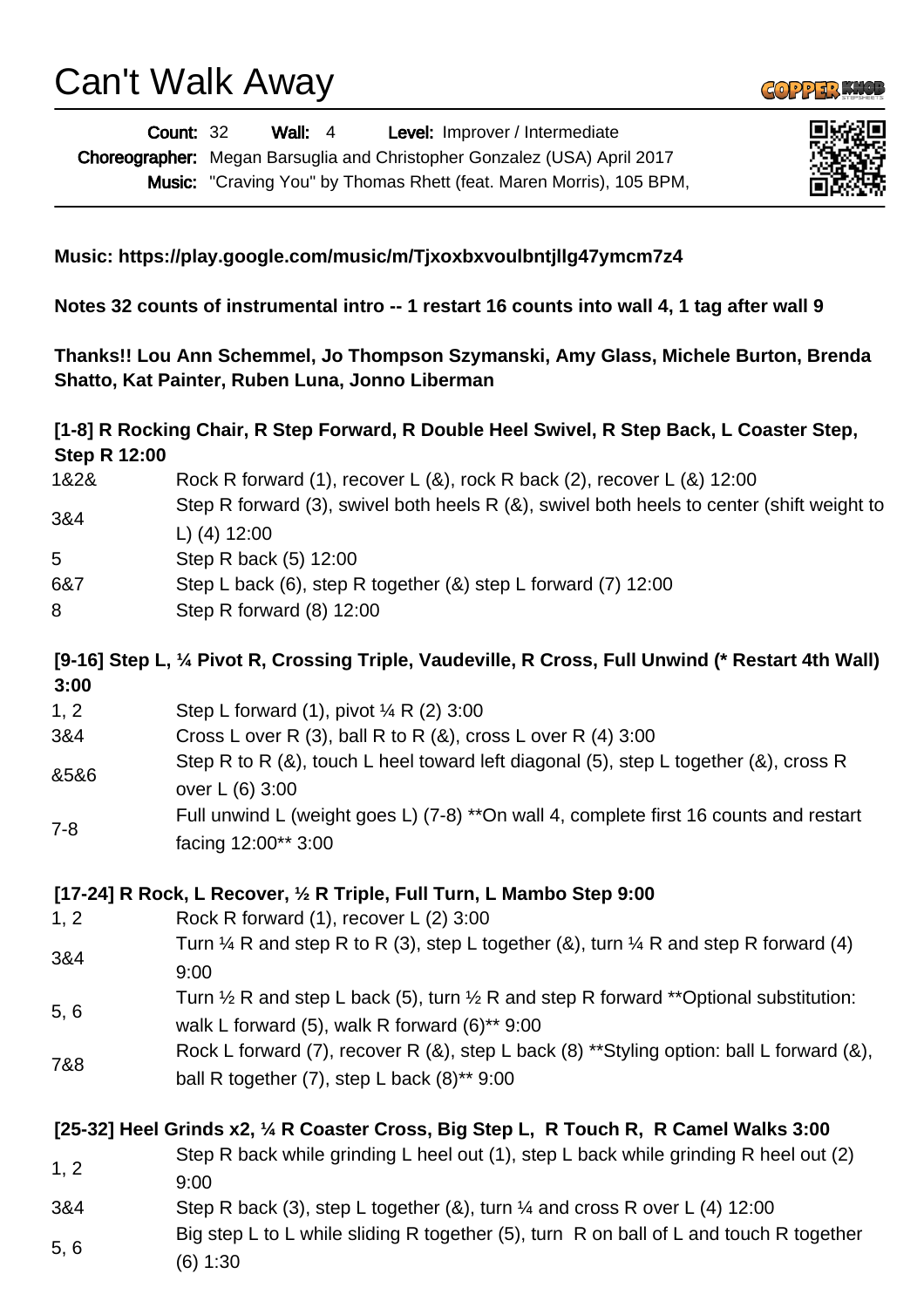# Can't Walk Away

**Count:** 32 **Wall:** 4 **Level:** Improver / Intermediate
**Choreographer:** Megan Barsuglia and Christopher Gonzalez (USA) April 2017
**Music:** "Craving You" by Thomas Rhett (feat. Maren Morris), 105 BPM,

**Music: https://play.google.com/music/m/Tjxoxbxvoulbntjllg47ymcm7z4**

**Notes 32 counts of instrumental intro -- 1 restart 16 counts into wall 4, 1 tag after wall 9**

**Thanks!! Lou Ann Schemmel, Jo Thompson Szymanski, Amy Glass, Michele Burton, Brenda Shatto, Kat Painter, Ruben Luna, Jonno Liberman**

**[1-8] R Rocking Chair, R Step Forward, R Double Heel Swivel, R Step Back, L Coaster Step, Step R 12:00**

| | |
|---|---|
| 1&2& | Rock R forward (1), recover L (&), rock R back (2), recover L (&) 12:00 |
| 3&4 | Step R forward (3), swivel both heels R (&), swivel both heels to center (shift weight to L) (4) 12:00 |
| 5 | Step R back (5) 12:00 |
| 6&7 | Step L back (6), step R together (&) step L forward (7) 12:00 |
| 8 | Step R forward (8) 12:00 |

**[9-16] Step L, ¼ Pivot R, Crossing Triple, Vaudeville, R Cross, Full Unwind (* Restart 4th Wall) 3:00**

| | |
|---|---|
| 1, 2 | Step L forward (1), pivot ¼ R (2) 3:00 |
| 3&4 | Cross L over R (3), ball R to R (&), cross L over R (4) 3:00 |
| &5&6 | Step R to R (&), touch L heel toward left diagonal (5), step L together (&), cross R over L (6) 3:00 |
| 7-8 | Full unwind L (weight goes L) (7-8) **On wall 4, complete first 16 counts and restart facing 12:00** 3:00 |

**[17-24] R Rock, L Recover, ½ R Triple, Full Turn, L Mambo Step 9:00**

| | |
|---|---|
| 1, 2 | Rock R forward (1), recover L (2) 3:00 |
| 3&4 | Turn ¼ R and step R to R (3), step L together (&), turn ¼ R and step R forward (4) 9:00 |
| 5, 6 | Turn ½ R and step L back (5), turn ½ R and step R forward **Optional substitution: walk L forward (5), walk R forward (6)** 9:00 |
| 7&8 | Rock L forward (7), recover R (&), step L back (8) **Styling option: ball L forward (&), ball R together (7), step L back (8)** 9:00 |

**[25-32] Heel Grinds x2, ¼ R Coaster Cross, Big Step L, R Touch R, R Camel Walks 3:00**

| | |
|---|---|
| 1, 2 | Step R back while grinding L heel out (1), step L back while grinding R heel out (2) 9:00 |
| 3&4 | Step R back (3), step L together (&), turn ¼ and cross R over L (4) 12:00 |
| 5, 6 | Big step L to L while sliding R together (5), turn R on ball of L and touch R together (6) 1:30 |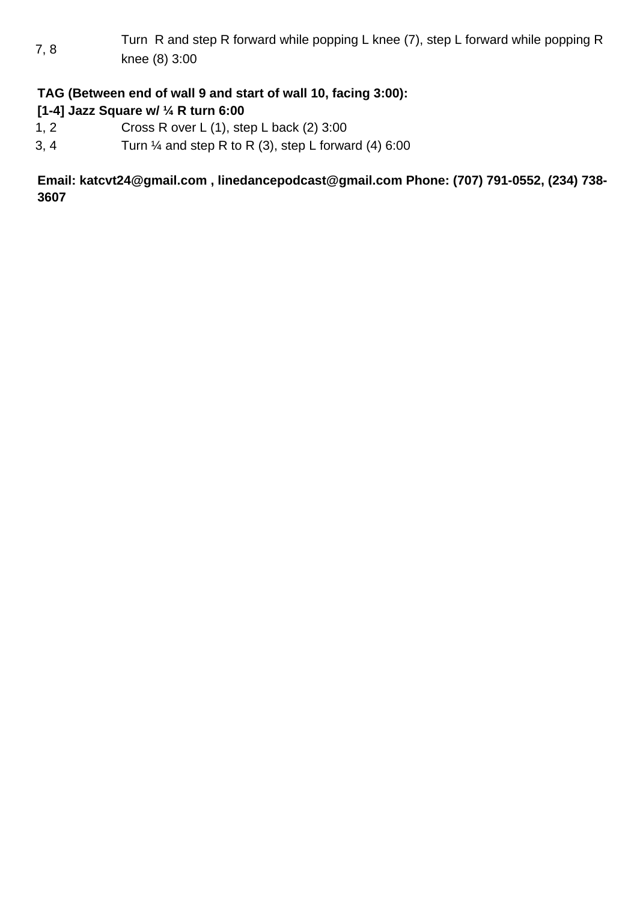| | |
|---|---|
| 7, 8 | Turn R and step R forward while popping L knee (7), step L forward while popping R knee (8) 3:00 |

**TAG (Between end of wall 9 and start of wall 10, facing 3:00):**
**[1-4] Jazz Square w/ ¼ R turn 6:00**

| | |
|---|---|
| 1, 2 | Cross R over L (1), step L back (2) 3:00 |
| 3, 4 | Turn ¼ and step R to R (3), step L forward (4) 6:00 |

**Email: katcvt24@gmail.com , linedancepodcast@gmail.com Phone: (707) 791-0552, (234) 738-3607**